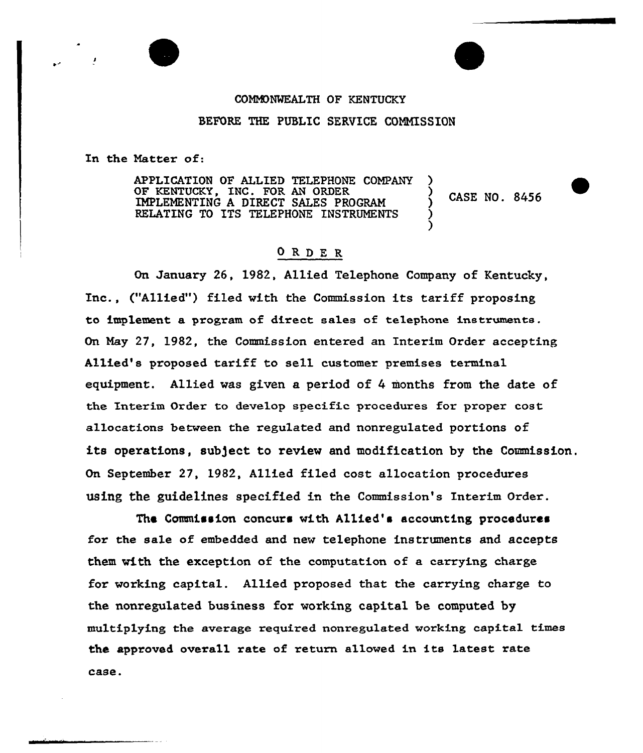COMMONWEALTH OF KENTUCKY

BEFORE THE PUBLIC SERVICE COMMISSION

In the Matter of:

APPLICATION OF ALLIED TELEPHONE COMPANY OF KENTUCKY, INC. FOR AN ORDER IMPLEMENTING A DIRECT SALES PROGRAM RELATING TO ITS TELEPHONE INSTRUMENTS ) CASE NO. 8456

## O R D E R

On January 26, 1982, Allied Telephone Company of Kentucky, Inc., ("Allied") filed with the Commission its tariff proposing to implement a program of direct sales of telephone instruments. On May 27, 1982, the Commission entered an Interim Order accepting Allied's proposed tariff to sell customer premises terminal equipment. Allied was given a period of 4 months from the date of the Interim Order to develop specific procedures for proper cost allocations between the regulated and nonregulated portions of its operations, subject to review and modification by the Commission. On September 27, 1982, Allied filed cost allocation procedures using the guidelines specified in the Commission's Interim Order.

The Commission concurs with Allied's accounting procedures for the sale of embedded and new telephone instruments and accepts them with the exception of the computation of a carrying charge for working capital. Allied proposed that the carrying charge to the nonregulated business for working capital be computed by multiplying the average required nonregulated working capital times the approved overall rate of return allowed in its latest rate case.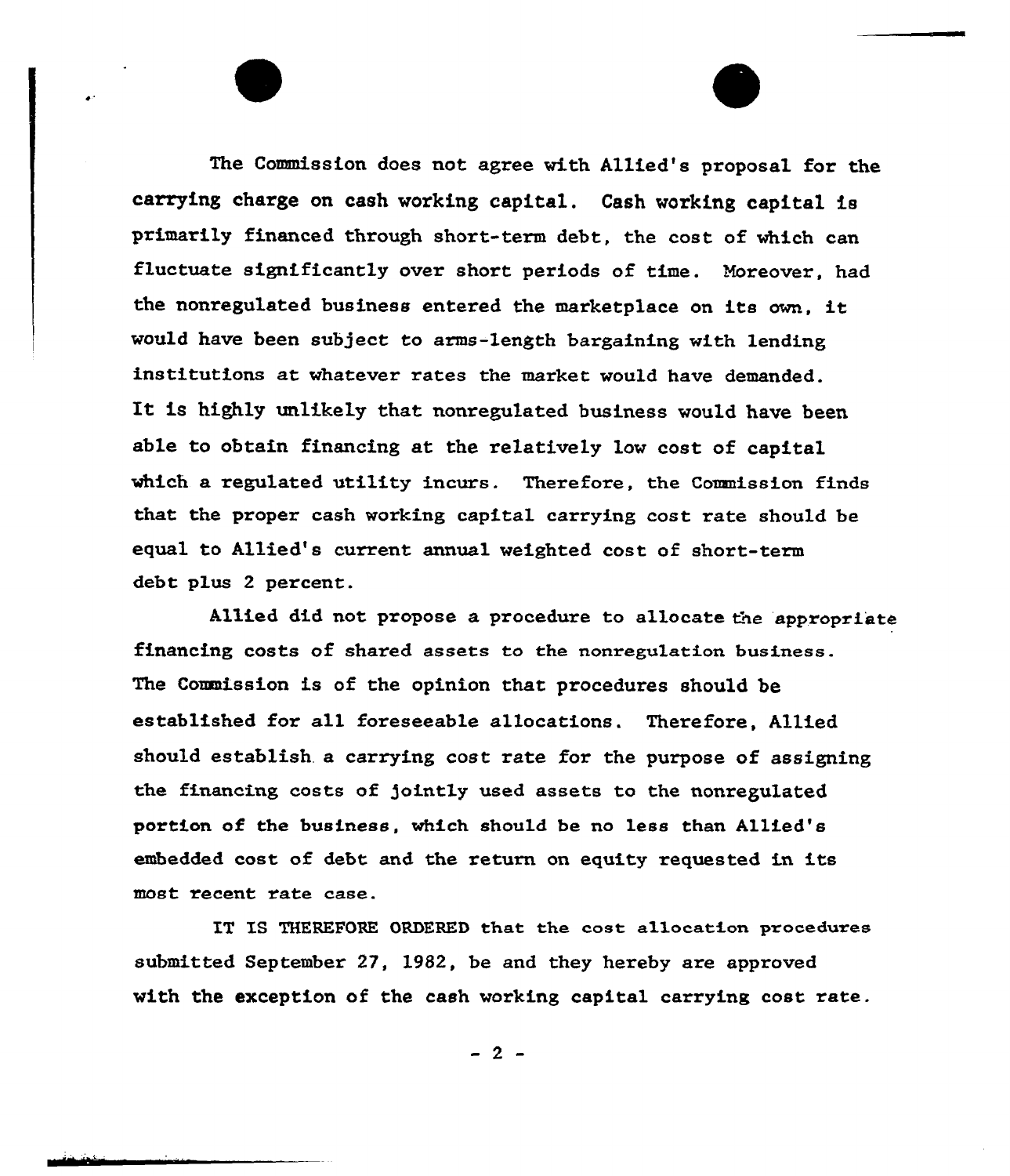The Commission does not agree with Allied's proposal for the carrying charge on cash working capital. Cash working capital is primarily financed through short-term debt, the cost of which can fluctuate significantly over short periods of time. Moreover, had the nonregulated business entered the marketplace on its own, it would have been subject to arms-length bargaining with lending institutions at whatever rates the market would have demanded. It is highly unlikely that nonregulated business would have been able to obtain financing at the relatively low cost of capital which a regulated utility incurs. Therefore, the Commission finds that the proper cash working capital carrying cost rate should be equal to Allied's current annual weighted cost of short-term debt plus 2 percent.

Allied did not propose a procedure to allocate the appropriate financing costs of shared assets to the nonregulation business. The Commission is of the opinion that procedures should be established for all foreseeable allocations. Therefore, Allied should establish a carrying cost rate for the purpose of assigning the financing costs of jointly used assets to the nonregulated portion of the business, which should be no less than Allied's embedded cost of debt and the return on equity requested in its most recent rate case.

IT IS THEREFORE ORDERED that the cost allocation procedures submitted September 27, 1982, be and they hereby are approved with the exception of the cash working capital carrying cost rate.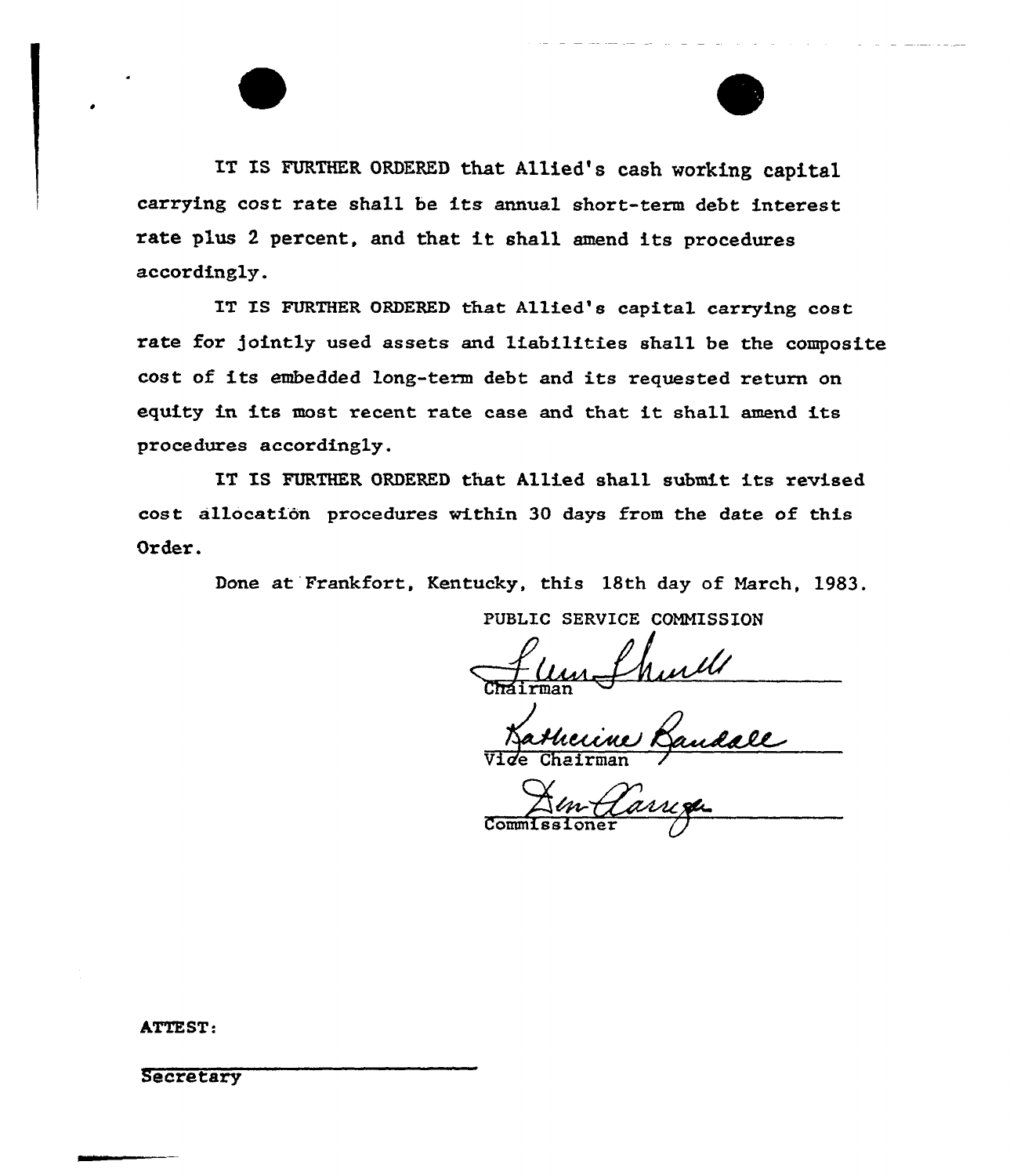IT IS FURTHER ORDERED that Allied's cash working capital carrying cost rate shall be its annual short-term debt interest rate plus 2 percent, and that it shall amend its procedures accordingly.

IT IS FURTHER ORDERED that Allied's capital carrying cost rate for jointly used assets and liabilities shall be the composite cost of its embedded long-term debt and its requested return on equity in its most recent rate case and that it shall amend its procedures accordingly.

IT IS FURTHER ORDERED that Allied shall submit its revised cost allocation procedures within 30 days from the date of this Order.

Done at Frankfort, Kentucky, this 18th day of March, 1983.

PUBLIC SERVICE COMMISSION

Chairman

Vice Chairman

Commissioner

ATTEST:

Secretary